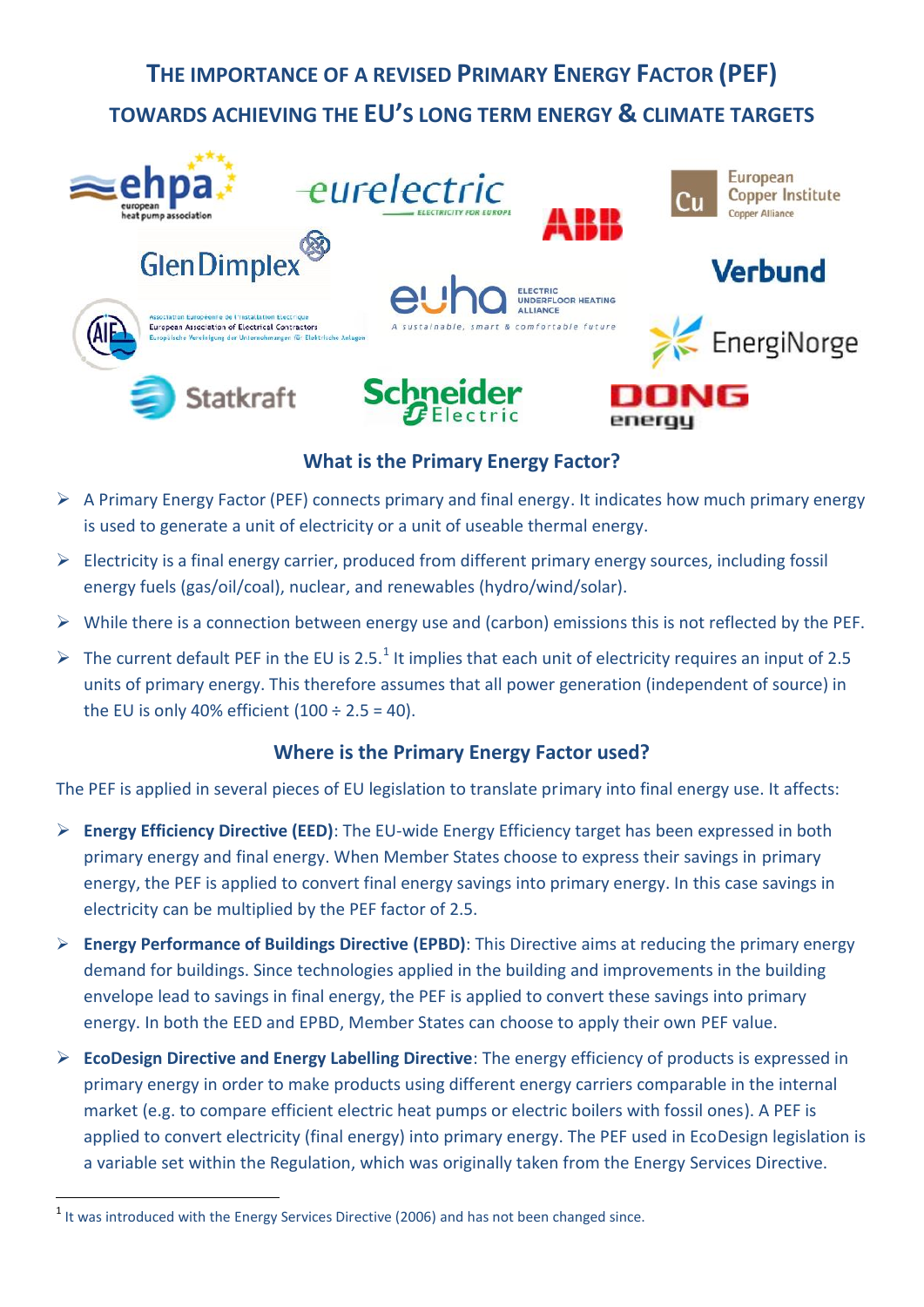# THE IMPORTANCE OF A REVISED PRIMARY ENERGY FACTOR (PEF) TOWARDS ACHIEVING THE EU'S LONG TERM ENERGY & CLIMATE TARGETS

## What is the Primary Energy Factor?

- A Primary Energy Factor (PEF) connects primary and final energy. It indicates how much primary energy is used to generate a unit of electricity or a unit of useable thermal energy.
- Electricity is a final energy carrier, produced from different primary energy sources, including fossil energy fuels (gas/oil/coal), nuclear, and renewables (hydro/wind/solar).
- While there is a connection between energy use and (carbon) emissions this is not reflected by the PEF.
- The current default PEF in the EU is 2.5.[1] It implies that each unit of electricity requires an input of 2.5 units of primary energy. This therefore assumes that all power generation (independent of source) in the EU is only 40% efficient (100 ÷ 2.5 = 40).

## Where is the Primary Energy Factor used?

The PEF is applied in several pieces of EU legislation to translate primary into final energy use. It affects:

- **Energy Efficiency Directive (EED)**: The EU-wide Energy Efficiency target has been expressed in both primary energy and final energy. When Member States choose to express their savings in primary energy, the PEF is applied to convert final energy savings into primary energy. In this case savings in electricity can be multiplied by the PEF factor of 2.5.
- **Energy Performance of Buildings Directive (EPBD)**: This Directive aims at reducing the primary energy demand for buildings. Since technologies applied in the building and improvements in the building envelope lead to savings in final energy, the PEF is applied to convert these savings into primary energy. In both the EED and EPBD, Member States can choose to apply their own PEF value.
- **EcoDesign Directive and Energy Labelling Directive**: The energy efficiency of products is expressed in primary energy in order to make products using different energy carriers comparable in the internal market (e.g. to compare efficient electric heat pumps or electric boilers with fossil ones). A PEF is applied to convert electricity (final energy) into primary energy. The PEF used in EcoDesign legislation is a variable set within the Regulation, which was originally taken from the Energy Services Directive.

[1] It was introduced with the Energy Services Directive (2006) and has not been changed since.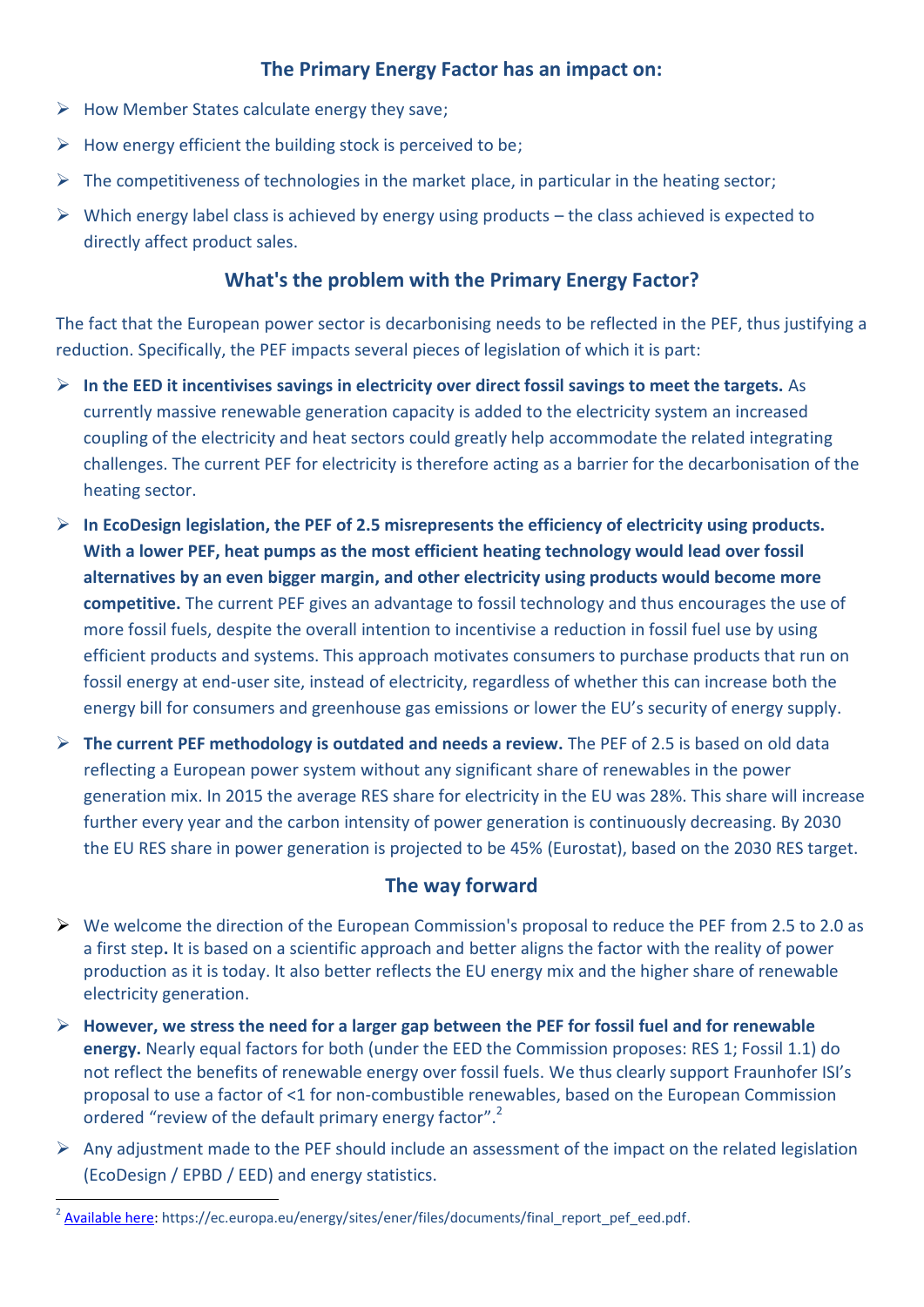## The Primary Energy Factor has an impact on:

- How Member States calculate energy they save;
- How energy efficient the building stock is perceived to be;
- The competitiveness of technologies in the market place, in particular in the heating sector;
- Which energy label class is achieved by energy using products – the class achieved is expected to directly affect product sales.

## What's the problem with the Primary Energy Factor?

The fact that the European power sector is decarbonising needs to be reflected in the PEF, thus justifying a reduction. Specifically, the PEF impacts several pieces of legislation of which it is part:

- **In the EED it incentivises savings in electricity over direct fossil savings to meet the targets.** As currently massive renewable generation capacity is added to the electricity system an increased coupling of the electricity and heat sectors could greatly help accommodate the related integrating challenges. The current PEF for electricity is therefore acting as a barrier for the decarbonisation of the heating sector.
- **In EcoDesign legislation, the PEF of 2.5 misrepresents the efficiency of electricity using products. With a lower PEF, heat pumps as the most efficient heating technology would lead over fossil alternatives by an even bigger margin, and other electricity using products would become more competitive.** The current PEF gives an advantage to fossil technology and thus encourages the use of more fossil fuels, despite the overall intention to incentivise a reduction in fossil fuel use by using efficient products and systems. This approach motivates consumers to purchase products that run on fossil energy at end-user site, instead of electricity, regardless of whether this can increase both the energy bill for consumers and greenhouse gas emissions or lower the EU's security of energy supply.
- **The current PEF methodology is outdated and needs a review.** The PEF of 2.5 is based on old data reflecting a European power system without any significant share of renewables in the power generation mix. In 2015 the average RES share for electricity in the EU was 28%. This share will increase further every year and the carbon intensity of power generation is continuously decreasing. By 2030 the EU RES share in power generation is projected to be 45% (Eurostat), based on the 2030 RES target.

## The way forward

- We welcome the direction of the European Commission's proposal to reduce the PEF from 2.5 to 2.0 as a first step**.** It is based on a scientific approach and better aligns the factor with the reality of power production as it is today. It also better reflects the EU energy mix and the higher share of renewable electricity generation.
- **However, we stress the need for a larger gap between the PEF for fossil fuel and for renewable energy.** Nearly equal factors for both (under the EED the Commission proposes: RES 1; Fossil 1.1) do not reflect the benefits of renewable energy over fossil fuels. We thus clearly support Fraunhofer ISI's proposal to use a factor of <1 for non-combustible renewables, based on the European Commission ordered "review of the default primary energy factor".[2]
- Any adjustment made to the PEF should include an assessment of the impact on the related legislation (EcoDesign / EPBD / EED) and energy statistics.

[2] Available here: https://ec.europa.eu/energy/sites/ener/files/documents/final_report_pef_eed.pdf.